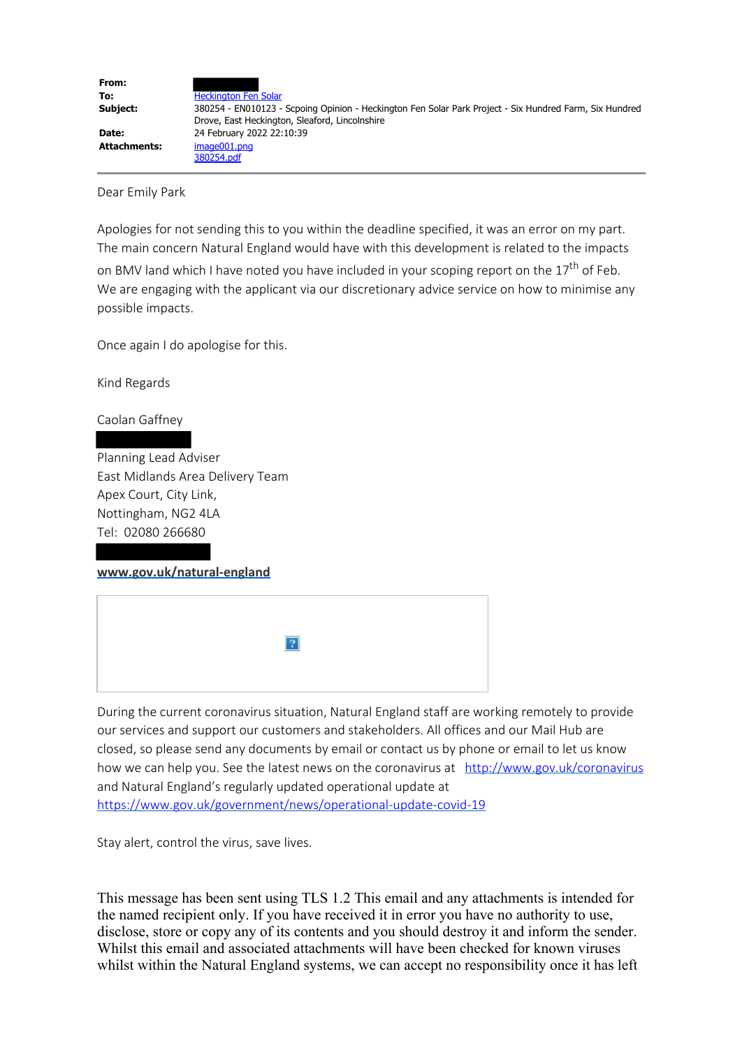| | |
|---|---|
| **From:** | |
| **To:** | Heckington Fen Solar |
| **Subject:** | 380254 - EN010123 - Scpoing Opinion - Heckington Fen Solar Park Project - Six Hundred Farm, Six Hundred Drove, East Heckington, Sleaford, Lincolnshire |
| **Date:** | 24 February 2022 22:10:39 |
| **Attachments:** | image001.png<br>380254.pdf |

Dear Emily Park

Apologies for not sending this to you within the deadline specified, it was an error on my part. The main concern Natural England would have with this development is related to the impacts on BMV land which I have noted you have included in your scoping report on the 17th of Feb. We are engaging with the applicant via our discretionary advice service on how to minimise any possible impacts.

Once again I do apologise for this.

Kind Regards

Caolan Gaffney

Planning Lead Adviser
East Midlands Area Delivery Team
Apex Court, City Link,
Nottingham, NG2 4LA
Tel: 02080 266680

**www.gov.uk/natural-england**

During the current coronavirus situation, Natural England staff are working remotely to provide our services and support our customers and stakeholders. All offices and our Mail Hub are closed, so please send any documents by email or contact us by phone or email to let us know how we can help you. See the latest news on the coronavirus at http://www.gov.uk/coronavirus and Natural England's regularly updated operational update at https://www.gov.uk/government/news/operational-update-covid-19

Stay alert, control the virus, save lives.

This message has been sent using TLS 1.2 This email and any attachments is intended for the named recipient only. If you have received it in error you have no authority to use, disclose, store or copy any of its contents and you should destroy it and inform the sender. Whilst this email and associated attachments will have been checked for known viruses whilst within the Natural England systems, we can accept no responsibility once it has left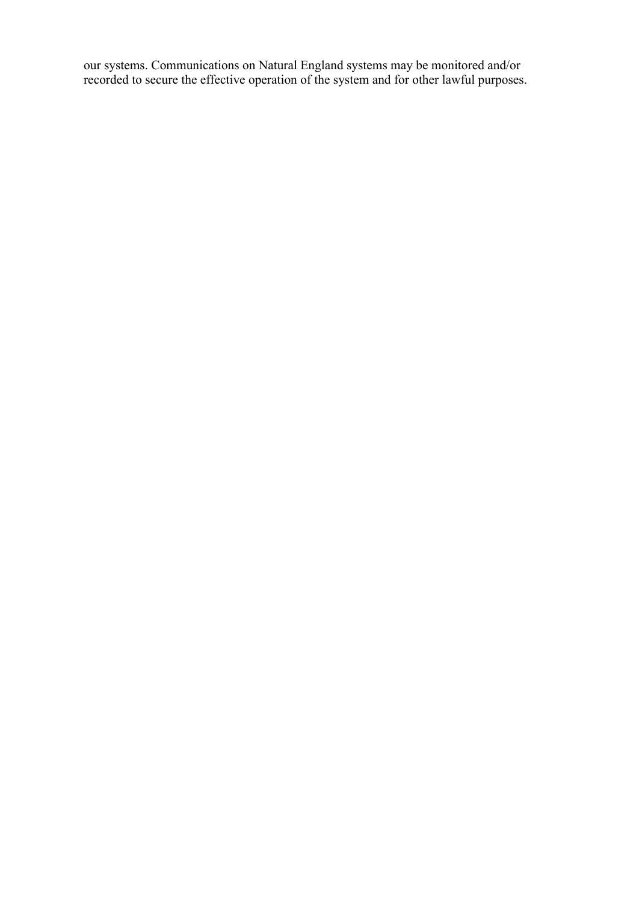our systems. Communications on Natural England systems may be monitored and/or recorded to secure the effective operation of the system and for other lawful purposes.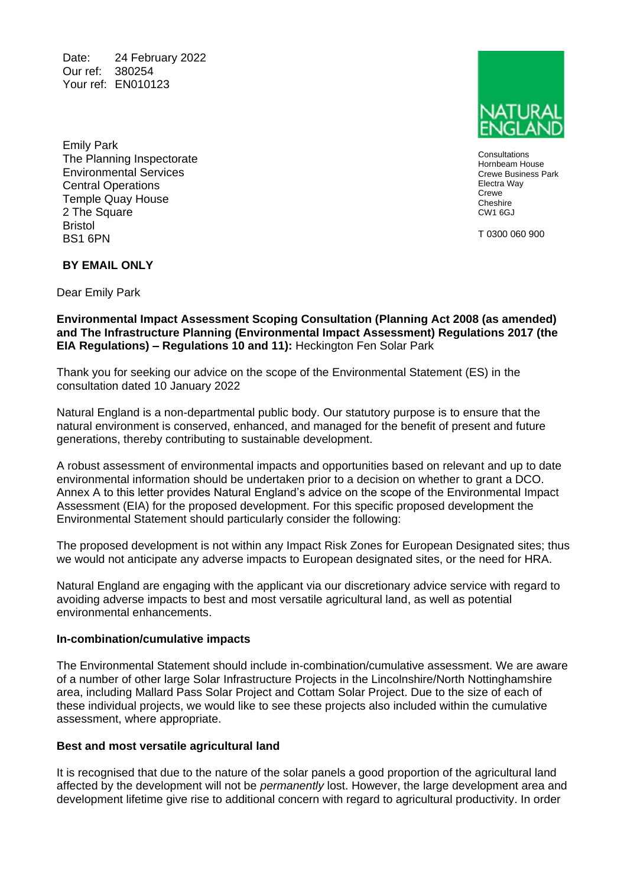Date: 24 February 2022
Our ref: 380254
Your ref: EN010123

NATURAL ENGLAND

Consultations
Hornbeam House
Crewe Business Park
Electra Way
Crewe
Cheshire
CW1 6GJ

T 0300 060 900

Emily Park
The Planning Inspectorate
Environmental Services
Central Operations
Temple Quay House
2 The Square
Bristol
BS1 6PN

**BY EMAIL ONLY**

Dear Emily Park

**Environmental Impact Assessment Scoping Consultation (Planning Act 2008 (as amended) and The Infrastructure Planning (Environmental Impact Assessment) Regulations 2017 (the EIA Regulations) – Regulations 10 and 11):** Heckington Fen Solar Park

Thank you for seeking our advice on the scope of the Environmental Statement (ES) in the consultation dated 10 January 2022

Natural England is a non-departmental public body. Our statutory purpose is to ensure that the natural environment is conserved, enhanced, and managed for the benefit of present and future generations, thereby contributing to sustainable development.

A robust assessment of environmental impacts and opportunities based on relevant and up to date environmental information should be undertaken prior to a decision on whether to grant a DCO. Annex A to this letter provides Natural England's advice on the scope of the Environmental Impact Assessment (EIA) for the proposed development. For this specific proposed development the Environmental Statement should particularly consider the following:

The proposed development is not within any Impact Risk Zones for European Designated sites; thus we would not anticipate any adverse impacts to European designated sites, or the need for HRA.

Natural England are engaging with the applicant via our discretionary advice service with regard to avoiding adverse impacts to best and most versatile agricultural land, as well as potential environmental enhancements.

**In-combination/cumulative impacts**

The Environmental Statement should include in-combination/cumulative assessment. We are aware of a number of other large Solar Infrastructure Projects in the Lincolnshire/North Nottinghamshire area, including Mallard Pass Solar Project and Cottam Solar Project. Due to the size of each of these individual projects, we would like to see these projects also included within the cumulative assessment, where appropriate.

**Best and most versatile agricultural land**

It is recognised that due to the nature of the solar panels a good proportion of the agricultural land affected by the development will not be *permanently* lost. However, the large development area and development lifetime give rise to additional concern with regard to agricultural productivity. In order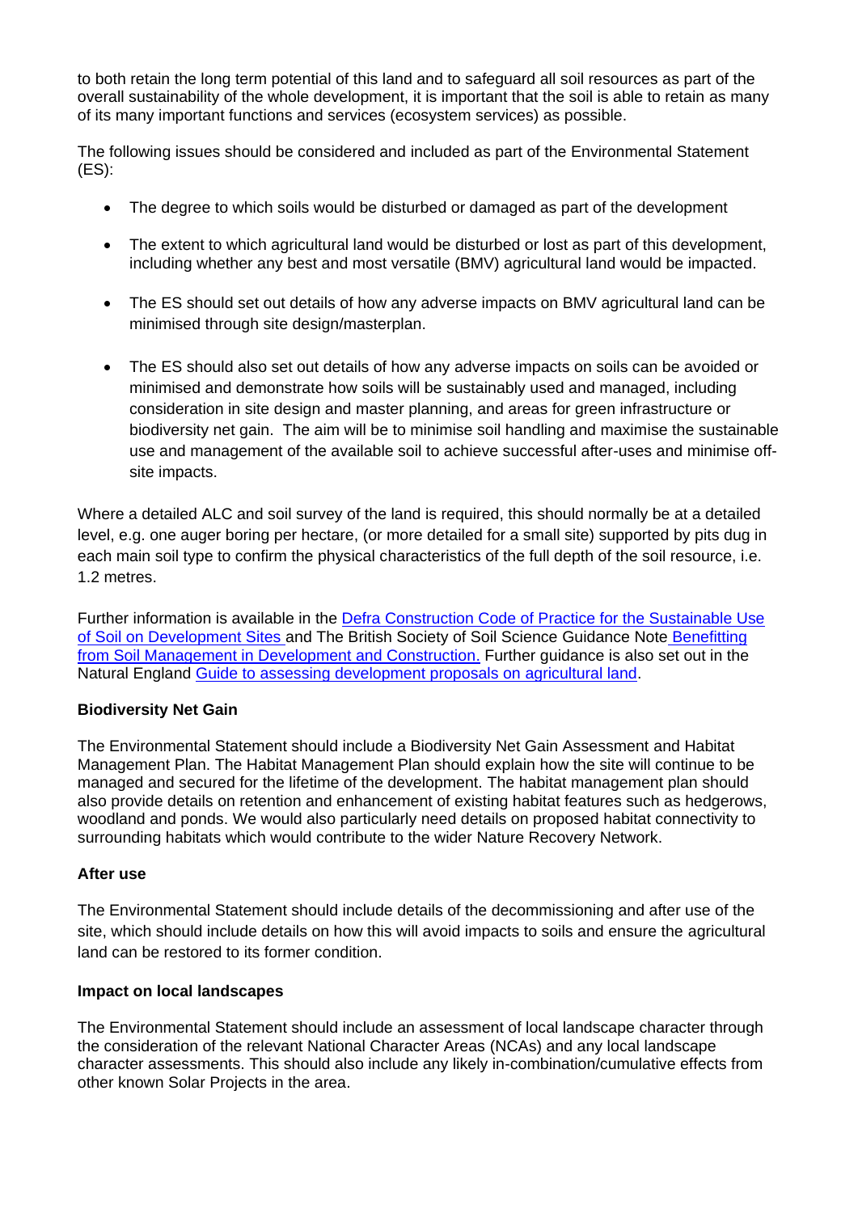to both retain the long term potential of this land and to safeguard all soil resources as part of the overall sustainability of the whole development, it is important that the soil is able to retain as many of its many important functions and services (ecosystem services) as possible.

The following issues should be considered and included as part of the Environmental Statement (ES):

- The degree to which soils would be disturbed or damaged as part of the development
- The extent to which agricultural land would be disturbed or lost as part of this development, including whether any best and most versatile (BMV) agricultural land would be impacted.
- The ES should set out details of how any adverse impacts on BMV agricultural land can be minimised through site design/masterplan.
- The ES should also set out details of how any adverse impacts on soils can be avoided or minimised and demonstrate how soils will be sustainably used and managed, including consideration in site design and master planning, and areas for green infrastructure or biodiversity net gain. The aim will be to minimise soil handling and maximise the sustainable use and management of the available soil to achieve successful after-uses and minimise off-site impacts.

Where a detailed ALC and soil survey of the land is required, this should normally be at a detailed level, e.g. one auger boring per hectare, (or more detailed for a small site) supported by pits dug in each main soil type to confirm the physical characteristics of the full depth of the soil resource, i.e. 1.2 metres.

Further information is available in the Defra Construction Code of Practice for the Sustainable Use of Soil on Development Sites and The British Society of Soil Science Guidance Note Benefitting from Soil Management in Development and Construction. Further guidance is also set out in the Natural England Guide to assessing development proposals on agricultural land.

**Biodiversity Net Gain**

The Environmental Statement should include a Biodiversity Net Gain Assessment and Habitat Management Plan. The Habitat Management Plan should explain how the site will continue to be managed and secured for the lifetime of the development. The habitat management plan should also provide details on retention and enhancement of existing habitat features such as hedgerows, woodland and ponds. We would also particularly need details on proposed habitat connectivity to surrounding habitats which would contribute to the wider Nature Recovery Network.

**After use**

The Environmental Statement should include details of the decommissioning and after use of the site, which should include details on how this will avoid impacts to soils and ensure the agricultural land can be restored to its former condition.

**Impact on local landscapes**

The Environmental Statement should include an assessment of local landscape character through the consideration of the relevant National Character Areas (NCAs) and any local landscape character assessments. This should also include any likely in-combination/cumulative effects from other known Solar Projects in the area.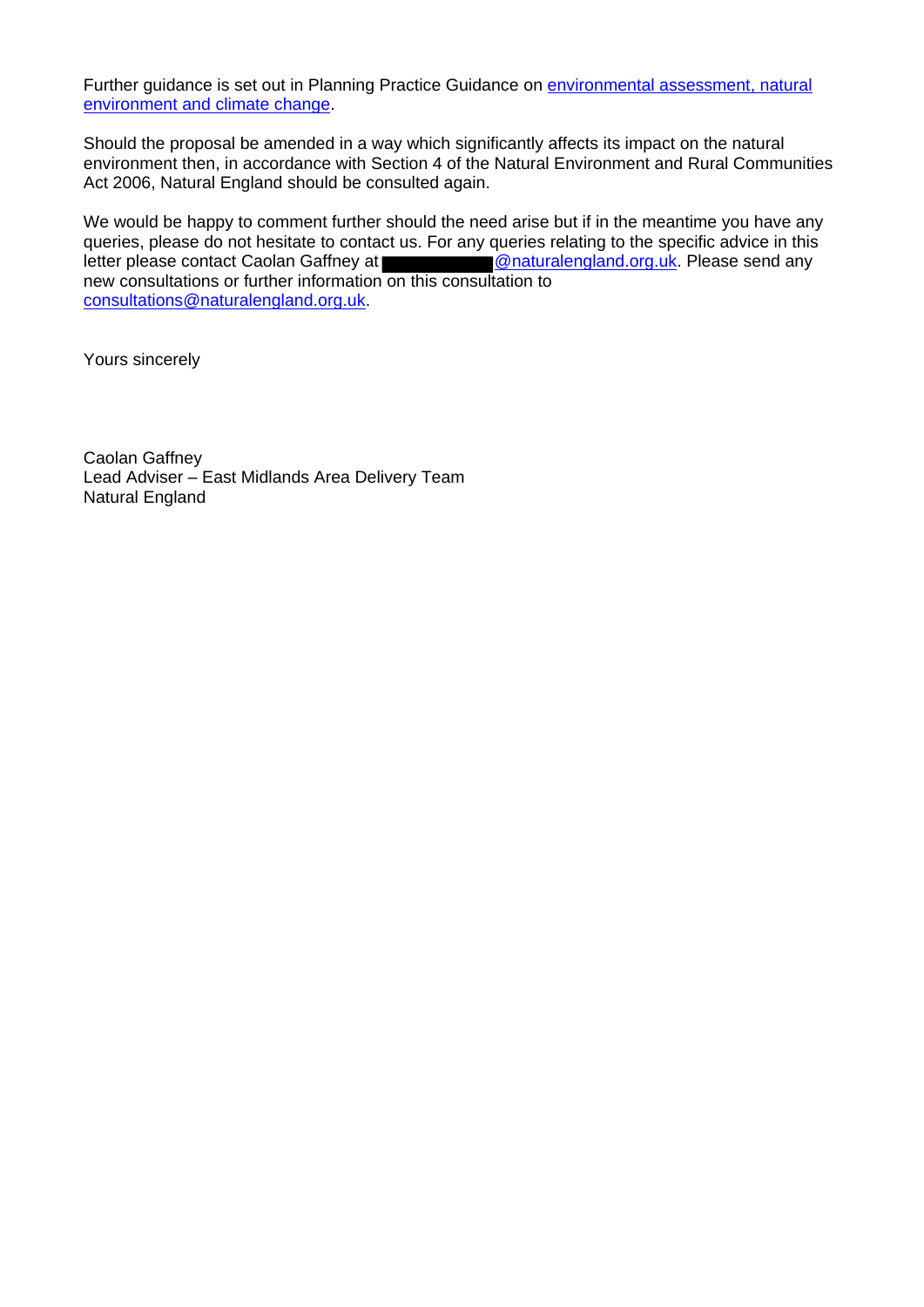Further guidance is set out in Planning Practice Guidance on [environmental assessment, natural environment and climate change](environmental assessment, natural environment and climate change).

Should the proposal be amended in a way which significantly affects its impact on the natural environment then, in accordance with Section 4 of the Natural Environment and Rural Communities Act 2006, Natural England should be consulted again.

We would be happy to comment further should the need arise but if in the meantime you have any queries, please do not hesitate to contact us. For any queries relating to the specific advice in this letter please contact Caolan Gaffney at ██████████@naturalengland.org.uk. Please send any new consultations or further information on this consultation to consultations@naturalengland.org.uk.

Yours sincerely

Caolan Gaffney
Lead Adviser – East Midlands Area Delivery Team
Natural England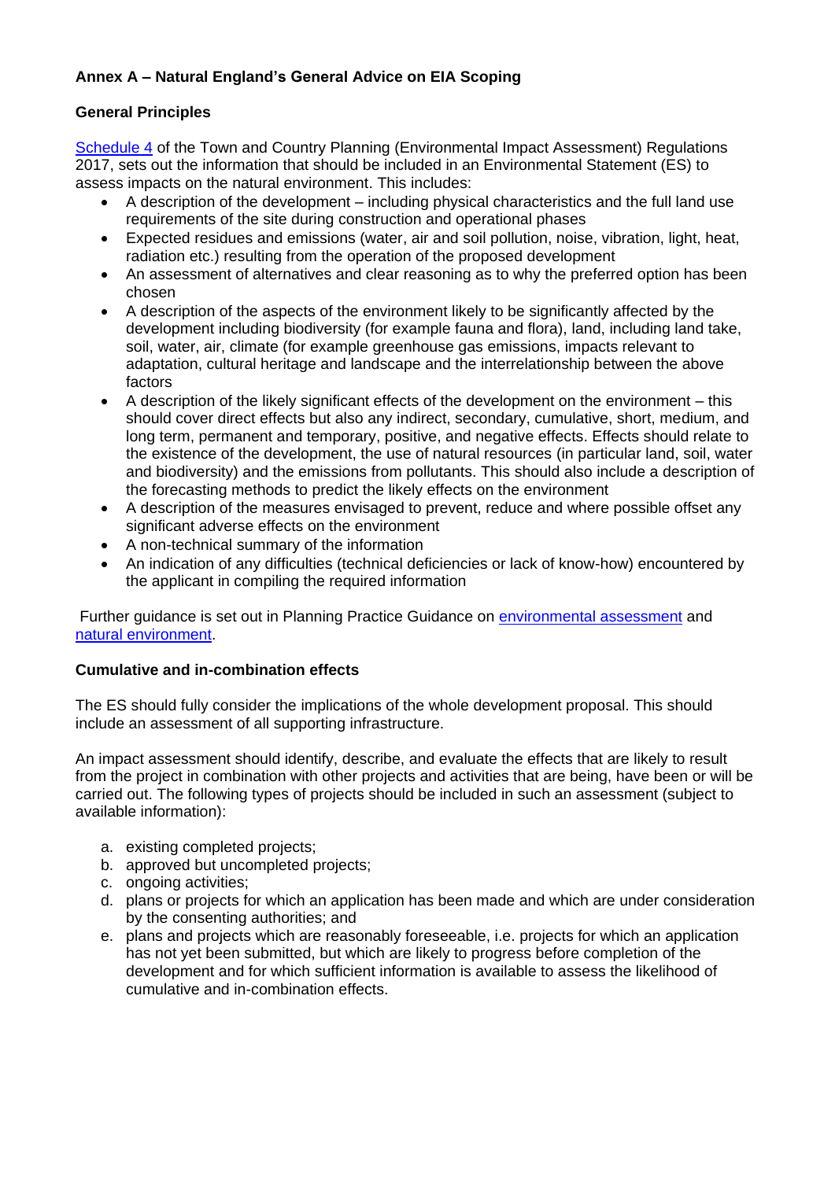**Annex A – Natural England's General Advice on EIA Scoping**

**General Principles**

Schedule 4 of the Town and Country Planning (Environmental Impact Assessment) Regulations 2017, sets out the information that should be included in an Environmental Statement (ES) to assess impacts on the natural environment. This includes:

- A description of the development – including physical characteristics and the full land use requirements of the site during construction and operational phases
- Expected residues and emissions (water, air and soil pollution, noise, vibration, light, heat, radiation etc.) resulting from the operation of the proposed development
- An assessment of alternatives and clear reasoning as to why the preferred option has been chosen
- A description of the aspects of the environment likely to be significantly affected by the development including biodiversity (for example fauna and flora), land, including land take, soil, water, air, climate (for example greenhouse gas emissions, impacts relevant to adaptation, cultural heritage and landscape and the interrelationship between the above factors
- A description of the likely significant effects of the development on the environment – this should cover direct effects but also any indirect, secondary, cumulative, short, medium, and long term, permanent and temporary, positive, and negative effects. Effects should relate to the existence of the development, the use of natural resources (in particular land, soil, water and biodiversity) and the emissions from pollutants. This should also include a description of the forecasting methods to predict the likely effects on the environment
- A description of the measures envisaged to prevent, reduce and where possible offset any significant adverse effects on the environment
- A non-technical summary of the information
- An indication of any difficulties (technical deficiencies or lack of know-how) encountered by the applicant in compiling the required information

Further guidance is set out in Planning Practice Guidance on environmental assessment and natural environment.

**Cumulative and in-combination effects**

The ES should fully consider the implications of the whole development proposal. This should include an assessment of all supporting infrastructure.

An impact assessment should identify, describe, and evaluate the effects that are likely to result from the project in combination with other projects and activities that are being, have been or will be carried out. The following types of projects should be included in such an assessment (subject to available information):

a. existing completed projects;
b. approved but uncompleted projects;
c. ongoing activities;
d. plans or projects for which an application has been made and which are under consideration by the consenting authorities; and
e. plans and projects which are reasonably foreseeable, i.e. projects for which an application has not yet been submitted, but which are likely to progress before completion of the development and for which sufficient information is available to assess the likelihood of cumulative and in-combination effects.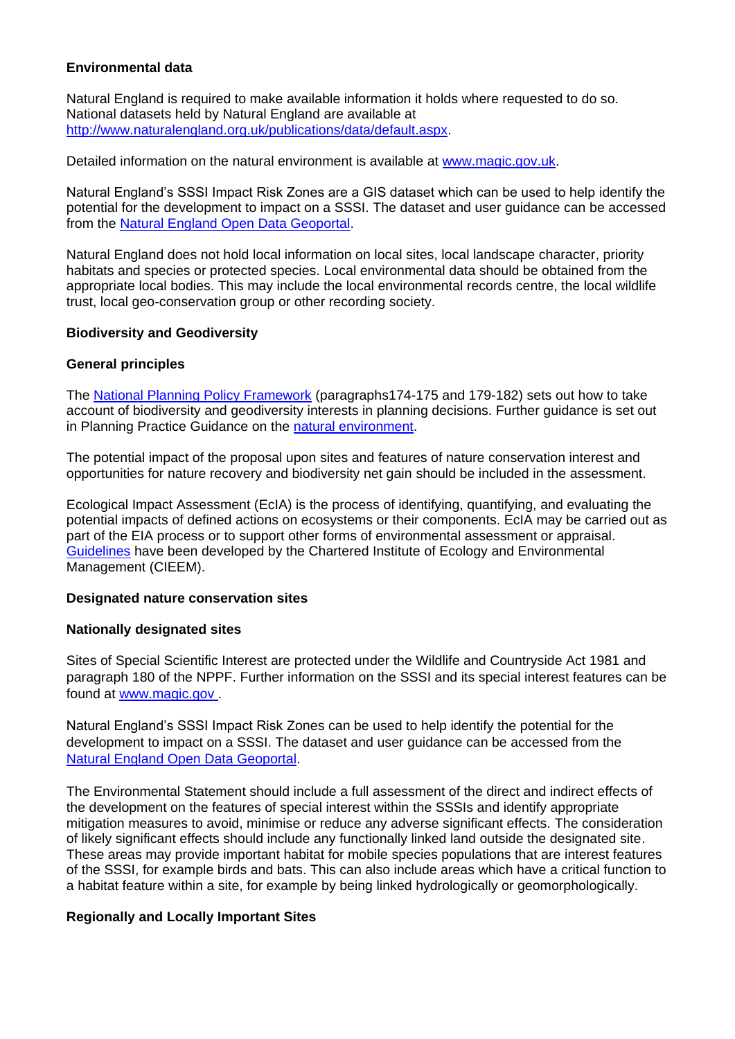**Environmental data**

Natural England is required to make available information it holds where requested to do so. National datasets held by Natural England are available at [http://www.naturalengland.org.uk/publications/data/default.aspx](http://www.naturalengland.org.uk/publications/data/default.aspx).

Detailed information on the natural environment is available at [www.magic.gov.uk](http://www.magic.gov.uk).

Natural England's SSSI Impact Risk Zones are a GIS dataset which can be used to help identify the potential for the development to impact on a SSSI. The dataset and user guidance can be accessed from the Natural England Open Data Geoportal.

Natural England does not hold local information on local sites, local landscape character, priority habitats and species or protected species. Local environmental data should be obtained from the appropriate local bodies. This may include the local environmental records centre, the local wildlife trust, local geo-conservation group or other recording society.

**Biodiversity and Geodiversity**

**General principles**

The National Planning Policy Framework (paragraphs174-175 and 179-182) sets out how to take account of biodiversity and geodiversity interests in planning decisions. Further guidance is set out in Planning Practice Guidance on the natural environment.

The potential impact of the proposal upon sites and features of nature conservation interest and opportunities for nature recovery and biodiversity net gain should be included in the assessment.

Ecological Impact Assessment (EcIA) is the process of identifying, quantifying, and evaluating the potential impacts of defined actions on ecosystems or their components. EcIA may be carried out as part of the EIA process or to support other forms of environmental assessment or appraisal. Guidelines have been developed by the Chartered Institute of Ecology and Environmental Management (CIEEM).

**Designated nature conservation sites**

**Nationally designated sites**

Sites of Special Scientific Interest are protected under the Wildlife and Countryside Act 1981 and paragraph 180 of the NPPF. Further information on the SSSI and its special interest features can be found at [www.magic.gov](http://www.magic.gov) .

Natural England's SSSI Impact Risk Zones can be used to help identify the potential for the development to impact on a SSSI. The dataset and user guidance can be accessed from the Natural England Open Data Geoportal.

The Environmental Statement should include a full assessment of the direct and indirect effects of the development on the features of special interest within the SSSIs and identify appropriate mitigation measures to avoid, minimise or reduce any adverse significant effects. The consideration of likely significant effects should include any functionally linked land outside the designated site. These areas may provide important habitat for mobile species populations that are interest features of the SSSI, for example birds and bats. This can also include areas which have a critical function to a habitat feature within a site, for example by being linked hydrologically or geomorphologically.

**Regionally and Locally Important Sites**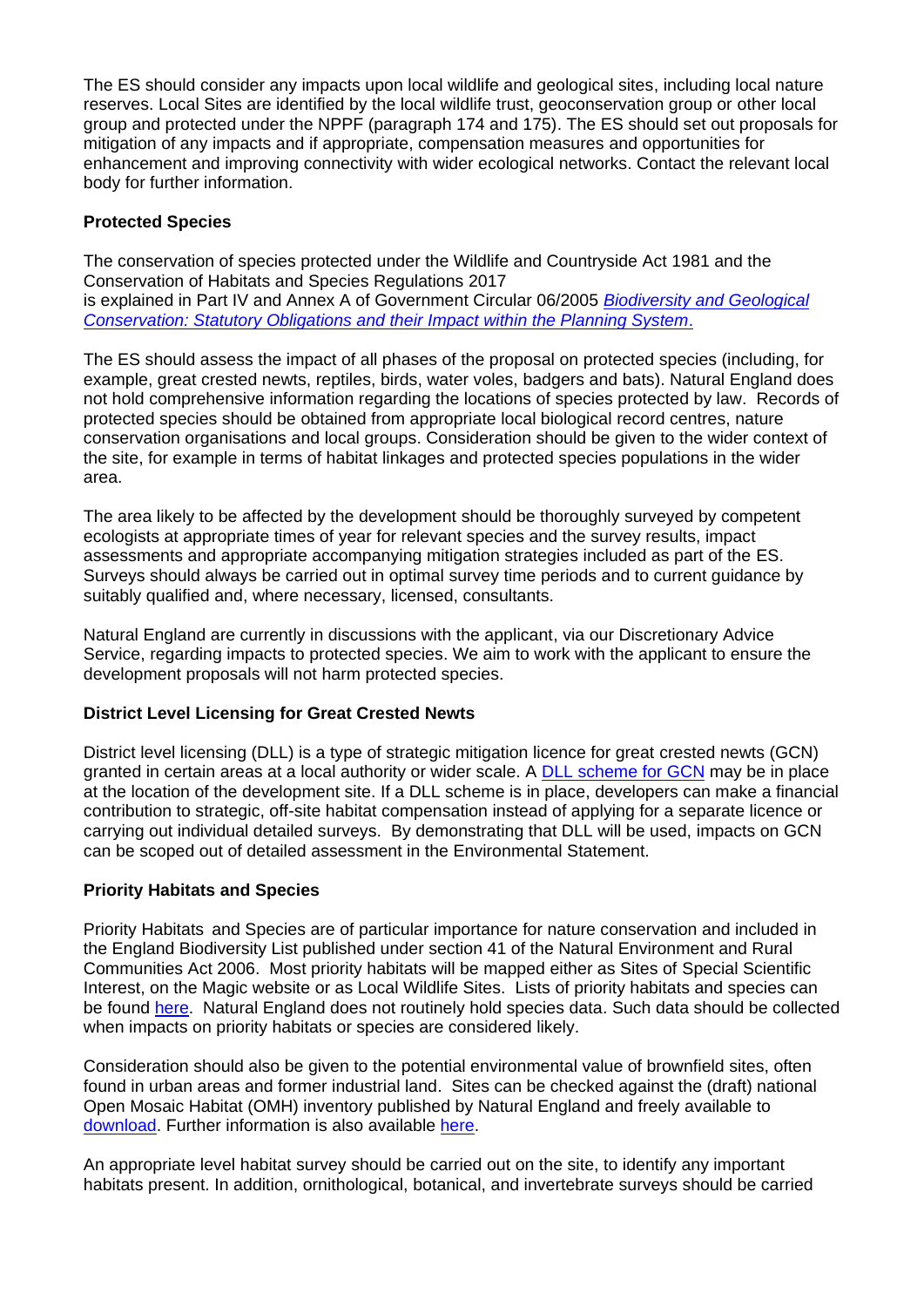The ES should consider any impacts upon local wildlife and geological sites, including local nature reserves. Local Sites are identified by the local wildlife trust, geoconservation group or other local group and protected under the NPPF (paragraph 174 and 175). The ES should set out proposals for mitigation of any impacts and if appropriate, compensation measures and opportunities for enhancement and improving connectivity with wider ecological networks. Contact the relevant local body for further information.

**Protected Species**

The conservation of species protected under the Wildlife and Countryside Act 1981 and the Conservation of Habitats and Species Regulations 2017
is explained in Part IV and Annex A of Government Circular 06/2005 *[Biodiversity and Geological Conservation: Statutory Obligations and their Impact within the Planning System](#)*.

The ES should assess the impact of all phases of the proposal on protected species (including, for example, great crested newts, reptiles, birds, water voles, badgers and bats). Natural England does not hold comprehensive information regarding the locations of species protected by law. Records of protected species should be obtained from appropriate local biological record centres, nature conservation organisations and local groups. Consideration should be given to the wider context of the site, for example in terms of habitat linkages and protected species populations in the wider area.

The area likely to be affected by the development should be thoroughly surveyed by competent ecologists at appropriate times of year for relevant species and the survey results, impact assessments and appropriate accompanying mitigation strategies included as part of the ES. Surveys should always be carried out in optimal survey time periods and to current guidance by suitably qualified and, where necessary, licensed, consultants.

Natural England are currently in discussions with the applicant, via our Discretionary Advice Service, regarding impacts to protected species. We aim to work with the applicant to ensure the development proposals will not harm protected species.

**District Level Licensing for Great Crested Newts**

District level licensing (DLL) is a type of strategic mitigation licence for great crested newts (GCN) granted in certain areas at a local authority or wider scale. A [DLL scheme for GCN](#) may be in place at the location of the development site. If a DLL scheme is in place, developers can make a financial contribution to strategic, off-site habitat compensation instead of applying for a separate licence or carrying out individual detailed surveys. By demonstrating that DLL will be used, impacts on GCN can be scoped out of detailed assessment in the Environmental Statement.

**Priority Habitats and Species**

Priority Habitats and Species are of particular importance for nature conservation and included in the England Biodiversity List published under section 41 of the Natural Environment and Rural Communities Act 2006. Most priority habitats will be mapped either as Sites of Special Scientific Interest, on the Magic website or as Local Wildlife Sites. Lists of priority habitats and species can be found [here](#). Natural England does not routinely hold species data. Such data should be collected when impacts on priority habitats or species are considered likely.

Consideration should also be given to the potential environmental value of brownfield sites, often found in urban areas and former industrial land. Sites can be checked against the (draft) national Open Mosaic Habitat (OMH) inventory published by Natural England and freely available to [download](#). Further information is also available [here](#).

An appropriate level habitat survey should be carried out on the site, to identify any important habitats present. In addition, ornithological, botanical, and invertebrate surveys should be carried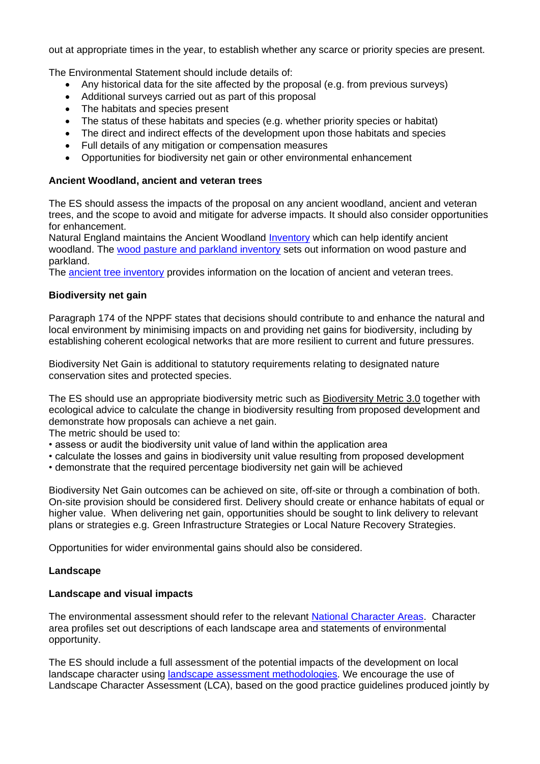out at appropriate times in the year, to establish whether any scarce or priority species are present.

The Environmental Statement should include details of:

- Any historical data for the site affected by the proposal (e.g. from previous surveys)
- Additional surveys carried out as part of this proposal
- The habitats and species present
- The status of these habitats and species (e.g. whether priority species or habitat)
- The direct and indirect effects of the development upon those habitats and species
- Full details of any mitigation or compensation measures
- Opportunities for biodiversity net gain or other environmental enhancement

**Ancient Woodland, ancient and veteran trees**

The ES should assess the impacts of the proposal on any ancient woodland, ancient and veteran trees, and the scope to avoid and mitigate for adverse impacts. It should also consider opportunities for enhancement.
Natural England maintains the Ancient Woodland Inventory which can help identify ancient woodland. The wood pasture and parkland inventory sets out information on wood pasture and parkland.
The ancient tree inventory provides information on the location of ancient and veteran trees.

**Biodiversity net gain**

Paragraph 174 of the NPPF states that decisions should contribute to and enhance the natural and local environment by minimising impacts on and providing net gains for biodiversity, including by establishing coherent ecological networks that are more resilient to current and future pressures.

Biodiversity Net Gain is additional to statutory requirements relating to designated nature conservation sites and protected species.

The ES should use an appropriate biodiversity metric such as Biodiversity Metric 3.0 together with ecological advice to calculate the change in biodiversity resulting from proposed development and demonstrate how proposals can achieve a net gain.
The metric should be used to:

- assess or audit the biodiversity unit value of land within the application area
- calculate the losses and gains in biodiversity unit value resulting from proposed development
- demonstrate that the required percentage biodiversity net gain will be achieved

Biodiversity Net Gain outcomes can be achieved on site, off-site or through a combination of both. On-site provision should be considered first. Delivery should create or enhance habitats of equal or higher value. When delivering net gain, opportunities should be sought to link delivery to relevant plans or strategies e.g. Green Infrastructure Strategies or Local Nature Recovery Strategies.

Opportunities for wider environmental gains should also be considered.

**Landscape**

**Landscape and visual impacts**

The environmental assessment should refer to the relevant National Character Areas. Character area profiles set out descriptions of each landscape area and statements of environmental opportunity.

The ES should include a full assessment of the potential impacts of the development on local landscape character using landscape assessment methodologies. We encourage the use of Landscape Character Assessment (LCA), based on the good practice guidelines produced jointly by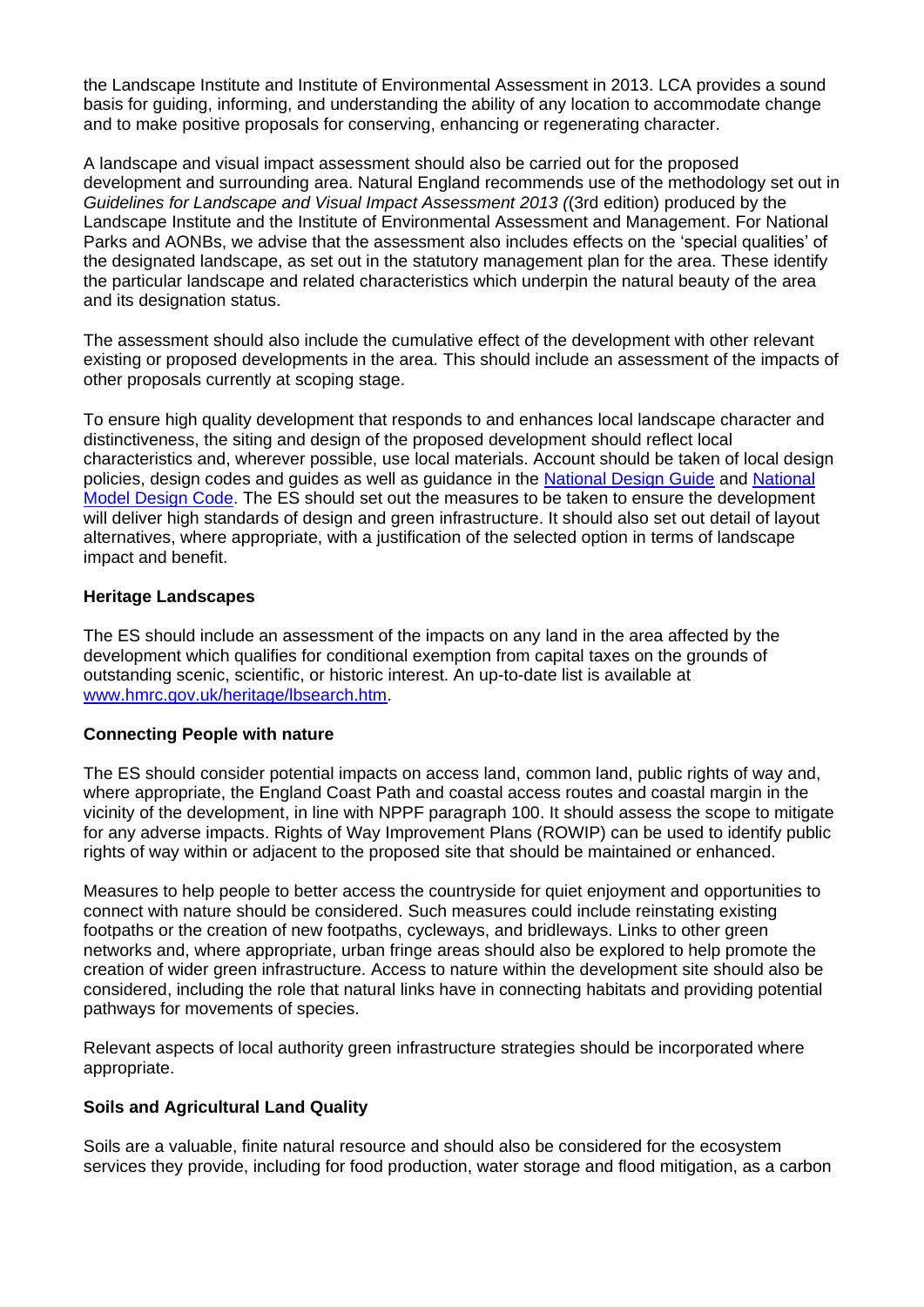the Landscape Institute and Institute of Environmental Assessment in 2013. LCA provides a sound basis for guiding, informing, and understanding the ability of any location to accommodate change and to make positive proposals for conserving, enhancing or regenerating character.

A landscape and visual impact assessment should also be carried out for the proposed development and surrounding area. Natural England recommends use of the methodology set out in *Guidelines for Landscape and Visual Impact Assessment 2013 (*(3rd edition) produced by the Landscape Institute and the Institute of Environmental Assessment and Management. For National Parks and AONBs, we advise that the assessment also includes effects on the 'special qualities' of the designated landscape, as set out in the statutory management plan for the area. These identify the particular landscape and related characteristics which underpin the natural beauty of the area and its designation status.

The assessment should also include the cumulative effect of the development with other relevant existing or proposed developments in the area. This should include an assessment of the impacts of other proposals currently at scoping stage.

To ensure high quality development that responds to and enhances local landscape character and distinctiveness, the siting and design of the proposed development should reflect local characteristics and, wherever possible, use local materials. Account should be taken of local design policies, design codes and guides as well as guidance in the National Design Guide and National Model Design Code. The ES should set out the measures to be taken to ensure the development will deliver high standards of design and green infrastructure. It should also set out detail of layout alternatives, where appropriate, with a justification of the selected option in terms of landscape impact and benefit.

**Heritage Landscapes**

The ES should include an assessment of the impacts on any land in the area affected by the development which qualifies for conditional exemption from capital taxes on the grounds of outstanding scenic, scientific, or historic interest. An up-to-date list is available at www.hmrc.gov.uk/heritage/lbsearch.htm.

**Connecting People with nature**

The ES should consider potential impacts on access land, common land, public rights of way and, where appropriate, the England Coast Path and coastal access routes and coastal margin in the vicinity of the development, in line with NPPF paragraph 100. It should assess the scope to mitigate for any adverse impacts. Rights of Way Improvement Plans (ROWIP) can be used to identify public rights of way within or adjacent to the proposed site that should be maintained or enhanced.

Measures to help people to better access the countryside for quiet enjoyment and opportunities to connect with nature should be considered. Such measures could include reinstating existing footpaths or the creation of new footpaths, cycleways, and bridleways. Links to other green networks and, where appropriate, urban fringe areas should also be explored to help promote the creation of wider green infrastructure. Access to nature within the development site should also be considered, including the role that natural links have in connecting habitats and providing potential pathways for movements of species.

Relevant aspects of local authority green infrastructure strategies should be incorporated where appropriate.

**Soils and Agricultural Land Quality**

Soils are a valuable, finite natural resource and should also be considered for the ecosystem services they provide, including for food production, water storage and flood mitigation, as a carbon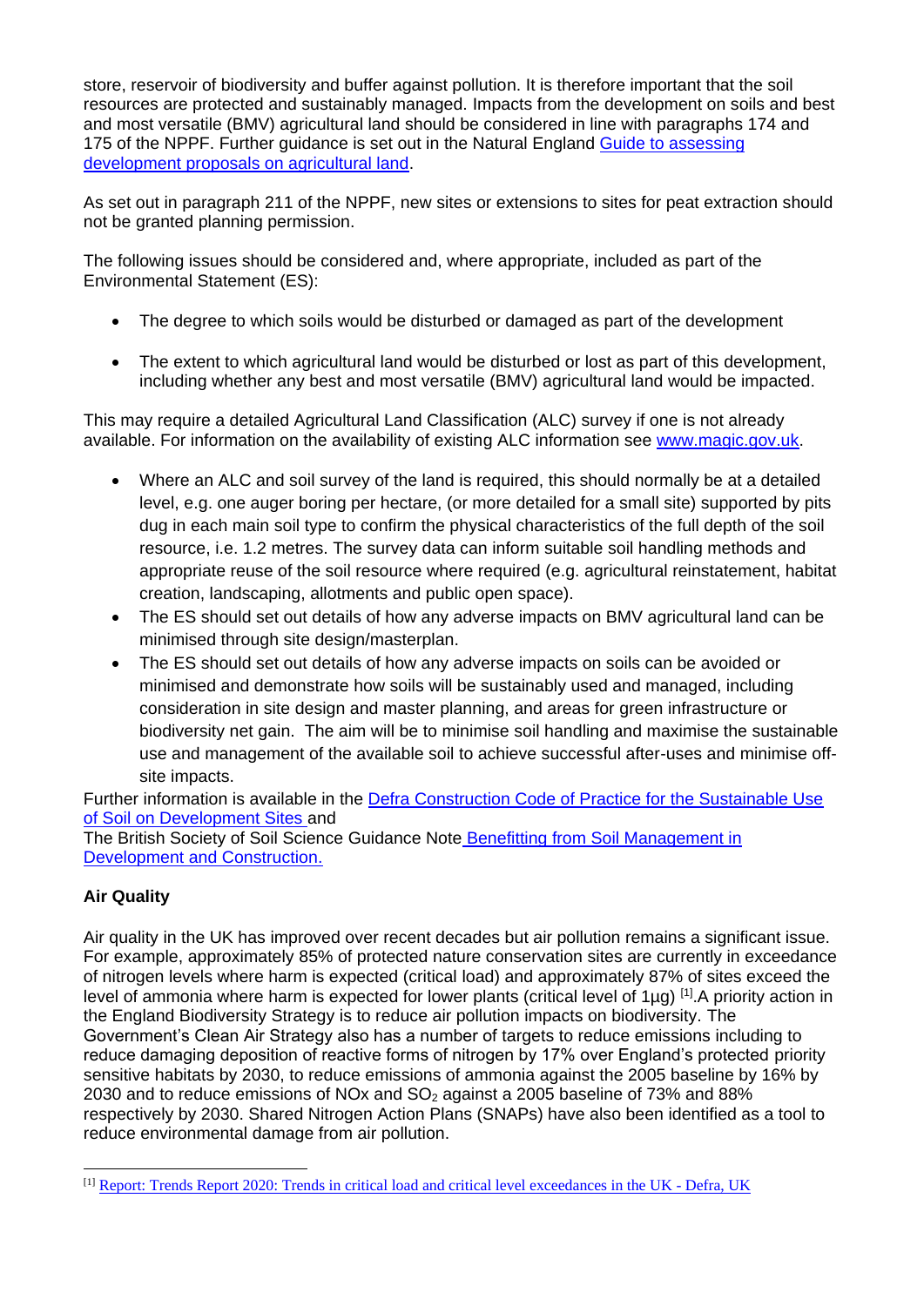store, reservoir of biodiversity and buffer against pollution. It is therefore important that the soil resources are protected and sustainably managed. Impacts from the development on soils and best and most versatile (BMV) agricultural land should be considered in line with paragraphs 174 and 175 of the NPPF. Further guidance is set out in the Natural England [Guide to assessing development proposals on agricultural land](#).

As set out in paragraph 211 of the NPPF, new sites or extensions to sites for peat extraction should not be granted planning permission.

The following issues should be considered and, where appropriate, included as part of the Environmental Statement (ES):

- The degree to which soils would be disturbed or damaged as part of the development
- The extent to which agricultural land would be disturbed or lost as part of this development, including whether any best and most versatile (BMV) agricultural land would be impacted.

This may require a detailed Agricultural Land Classification (ALC) survey if one is not already available. For information on the availability of existing ALC information see [www.magic.gov.uk](http://www.magic.gov.uk).

- Where an ALC and soil survey of the land is required, this should normally be at a detailed level, e.g. one auger boring per hectare, (or more detailed for a small site) supported by pits dug in each main soil type to confirm the physical characteristics of the full depth of the soil resource, i.e. 1.2 metres. The survey data can inform suitable soil handling methods and appropriate reuse of the soil resource where required (e.g. agricultural reinstatement, habitat creation, landscaping, allotments and public open space).
- The ES should set out details of how any adverse impacts on BMV agricultural land can be minimised through site design/masterplan.
- The ES should set out details of how any adverse impacts on soils can be avoided or minimised and demonstrate how soils will be sustainably used and managed, including consideration in site design and master planning, and areas for green infrastructure or biodiversity net gain. The aim will be to minimise soil handling and maximise the sustainable use and management of the available soil to achieve successful after-uses and minimise off-site impacts.

Further information is available in the [Defra Construction Code of Practice for the Sustainable Use of Soil on Development Sites](#) and
The British Society of Soil Science Guidance Note [Benefitting from Soil Management in Development and Construction.](#)

**Air Quality**

Air quality in the UK has improved over recent decades but air pollution remains a significant issue. For example, approximately 85% of protected nature conservation sites are currently in exceedance of nitrogen levels where harm is expected (critical load) and approximately 87% of sites exceed the level of ammonia where harm is expected for lower plants (critical level of 1µg) [1].A priority action in the England Biodiversity Strategy is to reduce air pollution impacts on biodiversity. The Government's Clean Air Strategy also has a number of targets to reduce emissions including to reduce damaging deposition of reactive forms of nitrogen by 17% over England's protected priority sensitive habitats by 2030, to reduce emissions of ammonia against the 2005 baseline by 16% by 2030 and to reduce emissions of NOx and $SO_2$ against a 2005 baseline of 73% and 88% respectively by 2030. Shared Nitrogen Action Plans (SNAPs) have also been identified as a tool to reduce environmental damage from air pollution.

[1] [Report: Trends Report 2020: Trends in critical load and critical level exceedances in the UK - Defra, UK](#)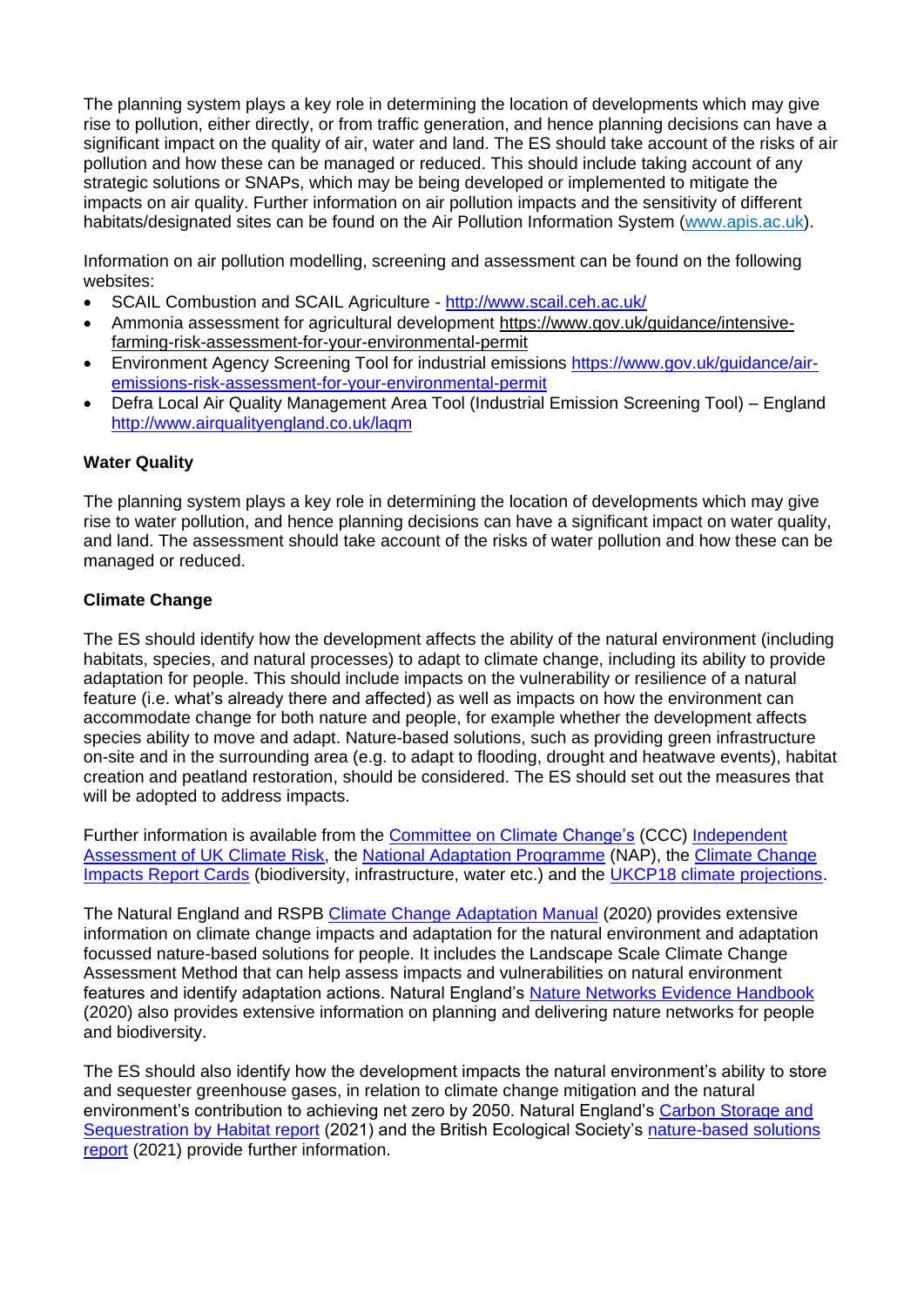The planning system plays a key role in determining the location of developments which may give rise to pollution, either directly, or from traffic generation, and hence planning decisions can have a significant impact on the quality of air, water and land. The ES should take account of the risks of air pollution and how these can be managed or reduced. This should include taking account of any strategic solutions or SNAPs, which may be being developed or implemented to mitigate the impacts on air quality. Further information on air pollution impacts and the sensitivity of different habitats/designated sites can be found on the Air Pollution Information System ([www.apis.ac.uk](www.apis.ac.uk)).

Information on air pollution modelling, screening and assessment can be found on the following websites:

- SCAIL Combustion and SCAIL Agriculture - [http://www.scail.ceh.ac.uk/](http://www.scail.ceh.ac.uk/)
- Ammonia assessment for agricultural development [https://www.gov.uk/guidance/intensive-farming-risk-assessment-for-your-environmental-permit](https://www.gov.uk/guidance/intensive-farming-risk-assessment-for-your-environmental-permit)
- Environment Agency Screening Tool for industrial emissions [https://www.gov.uk/guidance/air-emissions-risk-assessment-for-your-environmental-permit](https://www.gov.uk/guidance/air-emissions-risk-assessment-for-your-environmental-permit)
- Defra Local Air Quality Management Area Tool (Industrial Emission Screening Tool) – England [http://www.airqualityengland.co.uk/laqm](http://www.airqualityengland.co.uk/laqm)

**Water Quality**

The planning system plays a key role in determining the location of developments which may give rise to water pollution, and hence planning decisions can have a significant impact on water quality, and land. The assessment should take account of the risks of water pollution and how these can be managed or reduced.

**Climate Change**

The ES should identify how the development affects the ability of the natural environment (including habitats, species, and natural processes) to adapt to climate change, including its ability to provide adaptation for people. This should include impacts on the vulnerability or resilience of a natural feature (i.e. what's already there and affected) as well as impacts on how the environment can accommodate change for both nature and people, for example whether the development affects species ability to move and adapt. Nature-based solutions, such as providing green infrastructure on-site and in the surrounding area (e.g. to adapt to flooding, drought and heatwave events), habitat creation and peatland restoration, should be considered. The ES should set out the measures that will be adopted to address impacts.

Further information is available from the Committee on Climate Change's (CCC) Independent Assessment of UK Climate Risk, the National Adaptation Programme (NAP), the Climate Change Impacts Report Cards (biodiversity, infrastructure, water etc.) and the UKCP18 climate projections.

The Natural England and RSPB Climate Change Adaptation Manual (2020) provides extensive information on climate change impacts and adaptation for the natural environment and adaptation focussed nature-based solutions for people. It includes the Landscape Scale Climate Change Assessment Method that can help assess impacts and vulnerabilities on natural environment features and identify adaptation actions. Natural England's Nature Networks Evidence Handbook (2020) also provides extensive information on planning and delivering nature networks for people and biodiversity.

The ES should also identify how the development impacts the natural environment's ability to store and sequester greenhouse gases, in relation to climate change mitigation and the natural environment's contribution to achieving net zero by 2050. Natural England's Carbon Storage and Sequestration by Habitat report (2021) and the British Ecological Society's nature-based solutions report (2021) provide further information.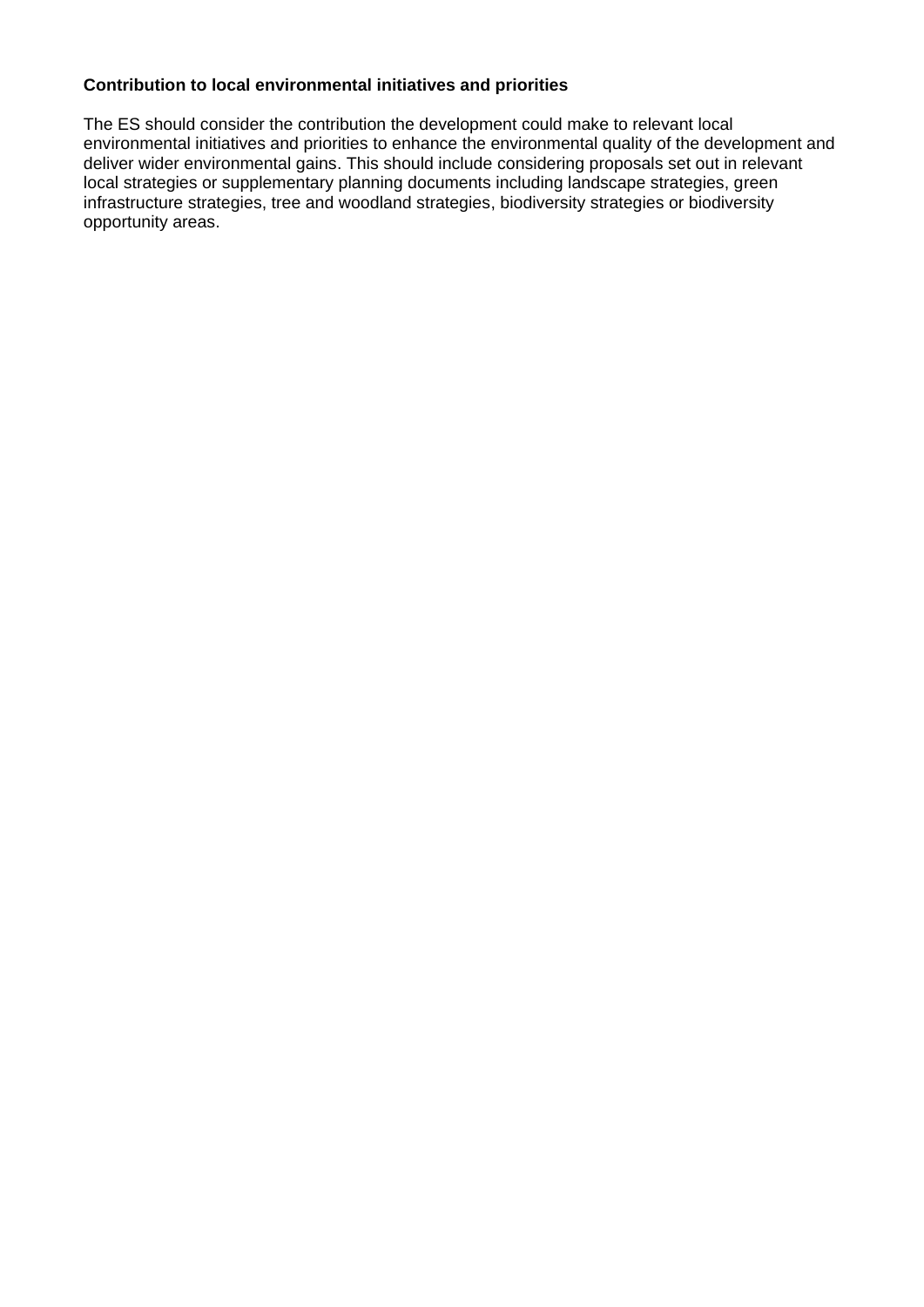**Contribution to local environmental initiatives and priorities**

The ES should consider the contribution the development could make to relevant local environmental initiatives and priorities to enhance the environmental quality of the development and deliver wider environmental gains. This should include considering proposals set out in relevant local strategies or supplementary planning documents including landscape strategies, green infrastructure strategies, tree and woodland strategies, biodiversity strategies or biodiversity opportunity areas.